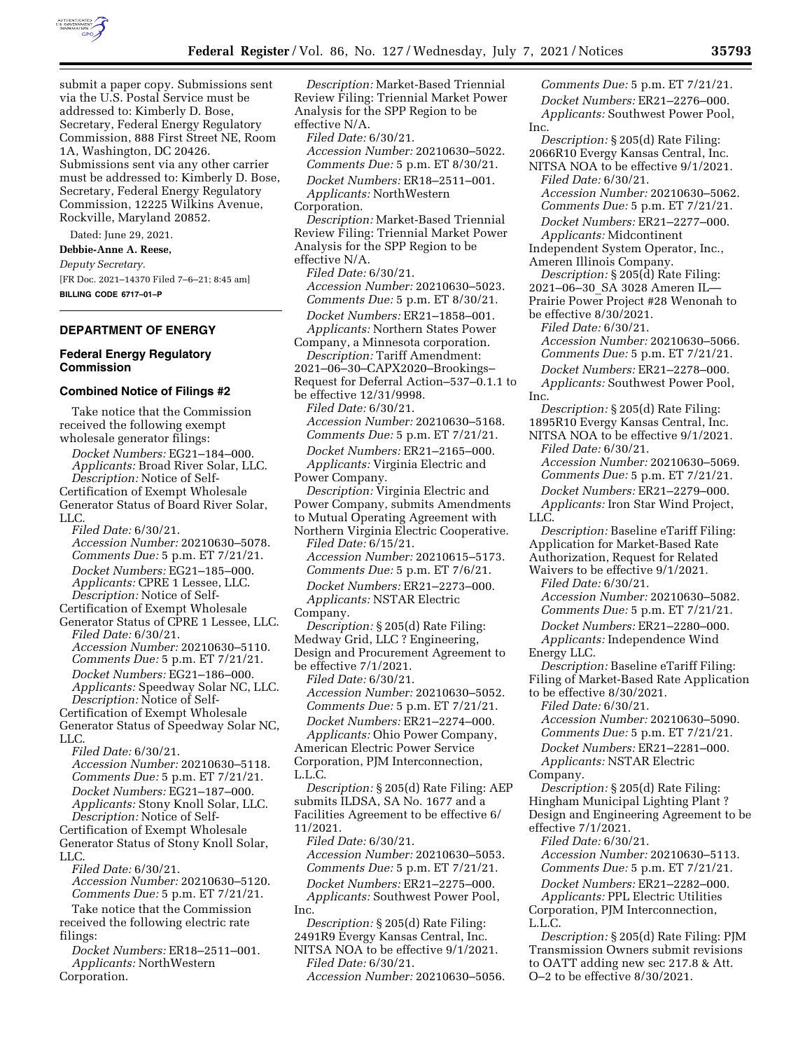submit a paper copy. Submissions sent via the U.S. Postal Service must be addressed to: Kimberly D. Bose, Secretary, Federal Energy Regulatory Commission, 888 First Street NE, Room 1A, Washington, DC 20426. Submissions sent via any other carrier must be addressed to: Kimberly D. Bose, Secretary, Federal Energy Regulatory Commission, 12225 Wilkins Avenue, Rockville, Maryland 20852.

Dated: June 29, 2021.

**Debbie-Anne A. Reese,**

*Deputy Secretary.*

[FR Doc. 2021–14370 Filed 7–6–21; 8:45 am]

**BILLING CODE 6717–01–P**

## DEPARTMENT OF ENERGY

### Federal Energy Regulatory Commission

#### Combined Notice of Filings #2

Take notice that the Commission received the following exempt wholesale generator filings:

*Docket Numbers:* EG21–184–000.
*Applicants:* Broad River Solar, LLC.
*Description:* Notice of Self-Certification of Exempt Wholesale Generator Status of Board River Solar, LLC.
*Filed Date:* 6/30/21.
*Accession Number:* 20210630–5078.
*Comments Due:* 5 p.m. ET 7/21/21.

*Docket Numbers:* EG21–185–000.
*Applicants:* CPRE 1 Lessee, LLC.
*Description:* Notice of Self-Certification of Exempt Wholesale Generator Status of CPRE 1 Lessee, LLC.
*Filed Date:* 6/30/21.
*Accession Number:* 20210630–5110.
*Comments Due:* 5 p.m. ET 7/21/21.

*Docket Numbers:* EG21–186–000.
*Applicants:* Speedway Solar NC, LLC.
*Description:* Notice of Self-Certification of Exempt Wholesale Generator Status of Speedway Solar NC, LLC.
*Filed Date:* 6/30/21.
*Accession Number:* 20210630–5118.
*Comments Due:* 5 p.m. ET 7/21/21.

*Docket Numbers:* EG21–187–000.
*Applicants:* Stony Knoll Solar, LLC.
*Description:* Notice of Self-Certification of Exempt Wholesale Generator Status of Stony Knoll Solar, LLC.
*Filed Date:* 6/30/21.
*Accession Number:* 20210630–5120.
*Comments Due:* 5 p.m. ET 7/21/21.

Take notice that the Commission received the following electric rate filings:

*Docket Numbers:* ER18–2511–001.
*Applicants:* NorthWestern Corporation.
*Description:* Market-Based Triennial Review Filing: Triennial Market Power Analysis for the SPP Region to be effective N/A.
*Filed Date:* 6/30/21.
*Accession Number:* 20210630–5022.
*Comments Due:* 5 p.m. ET 8/30/21.

*Docket Numbers:* ER18–2511–001.
*Applicants:* NorthWestern Corporation.
*Description:* Market-Based Triennial Review Filing: Triennial Market Power Analysis for the SPP Region to be effective N/A.
*Filed Date:* 6/30/21.
*Accession Number:* 20210630–5023.
*Comments Due:* 5 p.m. ET 8/30/21.

*Docket Numbers:* ER21–1858–001.
*Applicants:* Northern States Power Company, a Minnesota corporation.
*Description:* Tariff Amendment: 2021–06–30–CAPX2020–Brookings–Request for Deferral Action–537–0.1.1 to be effective 12/31/9998.
*Filed Date:* 6/30/21.
*Accession Number:* 20210630–5168.
*Comments Due:* 5 p.m. ET 7/21/21.

*Docket Numbers:* ER21–2165–000.
*Applicants:* Virginia Electric and Power Company.
*Description:* Virginia Electric and Power Company, submits Amendments to Mutual Operating Agreement with Northern Virginia Electric Cooperative.
*Filed Date:* 6/15/21.
*Accession Number:* 20210615–5173.
*Comments Due:* 5 p.m. ET 7/6/21.

*Docket Numbers:* ER21–2273–000.
*Applicants:* NSTAR Electric Company.
*Description:* § 205(d) Rate Filing: Medway Grid, LLC ? Engineering, Design and Procurement Agreement to be effective 7/1/2021.
*Filed Date:* 6/30/21.
*Accession Number:* 20210630–5052.
*Comments Due:* 5 p.m. ET 7/21/21.

*Docket Numbers:* ER21–2274–000.
*Applicants:* Ohio Power Company, American Electric Power Service Corporation, PJM Interconnection, L.L.C.
*Description:* § 205(d) Rate Filing: AEP submits ILDSA, SA No. 1677 and a Facilities Agreement to be effective 6/11/2021.
*Filed Date:* 6/30/21.
*Accession Number:* 20210630–5053.
*Comments Due:* 5 p.m. ET 7/21/21.

*Docket Numbers:* ER21–2275–000.
*Applicants:* Southwest Power Pool, Inc.
*Description:* § 205(d) Rate Filing: 2491R9 Evergy Kansas Central, Inc. NITSA NOA to be effective 9/1/2021.
*Filed Date:* 6/30/21.
*Accession Number:* 20210630–5056.
*Comments Due:* 5 p.m. ET 7/21/21.

*Docket Numbers:* ER21–2276–000.
*Applicants:* Southwest Power Pool, Inc.
*Description:* § 205(d) Rate Filing: 2066R10 Evergy Kansas Central, Inc. NITSA NOA to be effective 9/1/2021.
*Filed Date:* 6/30/21.
*Accession Number:* 20210630–5062.
*Comments Due:* 5 p.m. ET 7/21/21.

*Docket Numbers:* ER21–2277–000.
*Applicants:* Midcontinent Independent System Operator, Inc., Ameren Illinois Company.
*Description:* § 205(d) Rate Filing: 2021–06–30_SA 3028 Ameren IL—Prairie Power Project #28 Wenonah to be effective 8/30/2021.
*Filed Date:* 6/30/21.
*Accession Number:* 20210630–5066.
*Comments Due:* 5 p.m. ET 7/21/21.

*Docket Numbers:* ER21–2278–000.
*Applicants:* Southwest Power Pool, Inc.
*Description:* § 205(d) Rate Filing: 1895R10 Evergy Kansas Central, Inc. NITSA NOA to be effective 9/1/2021.
*Filed Date:* 6/30/21.
*Accession Number:* 20210630–5069.
*Comments Due:* 5 p.m. ET 7/21/21.

*Docket Numbers:* ER21–2279–000.
*Applicants:* Iron Star Wind Project, LLC.
*Description:* Baseline eTariff Filing: Application for Market-Based Rate Authorization, Request for Related Waivers to be effective 9/1/2021.
*Filed Date:* 6/30/21.
*Accession Number:* 20210630–5082.
*Comments Due:* 5 p.m. ET 7/21/21.

*Docket Numbers:* ER21–2280–000.
*Applicants:* Independence Wind Energy LLC.
*Description:* Baseline eTariff Filing: Filing of Market-Based Rate Application to be effective 8/30/2021.
*Filed Date:* 6/30/21.
*Accession Number:* 20210630–5090.
*Comments Due:* 5 p.m. ET 7/21/21.

*Docket Numbers:* ER21–2281–000.
*Applicants:* NSTAR Electric Company.
*Description:* § 205(d) Rate Filing: Hingham Municipal Lighting Plant ? Design and Engineering Agreement to be effective 7/1/2021.
*Filed Date:* 6/30/21.
*Accession Number:* 20210630–5113.
*Comments Due:* 5 p.m. ET 7/21/21.

*Docket Numbers:* ER21–2282–000.
*Applicants:* PPL Electric Utilities Corporation, PJM Interconnection, L.L.C.
*Description:* § 205(d) Rate Filing: PJM Transmission Owners submit revisions to OATT adding new sec 217.8 & Att. O–2 to be effective 8/30/2021.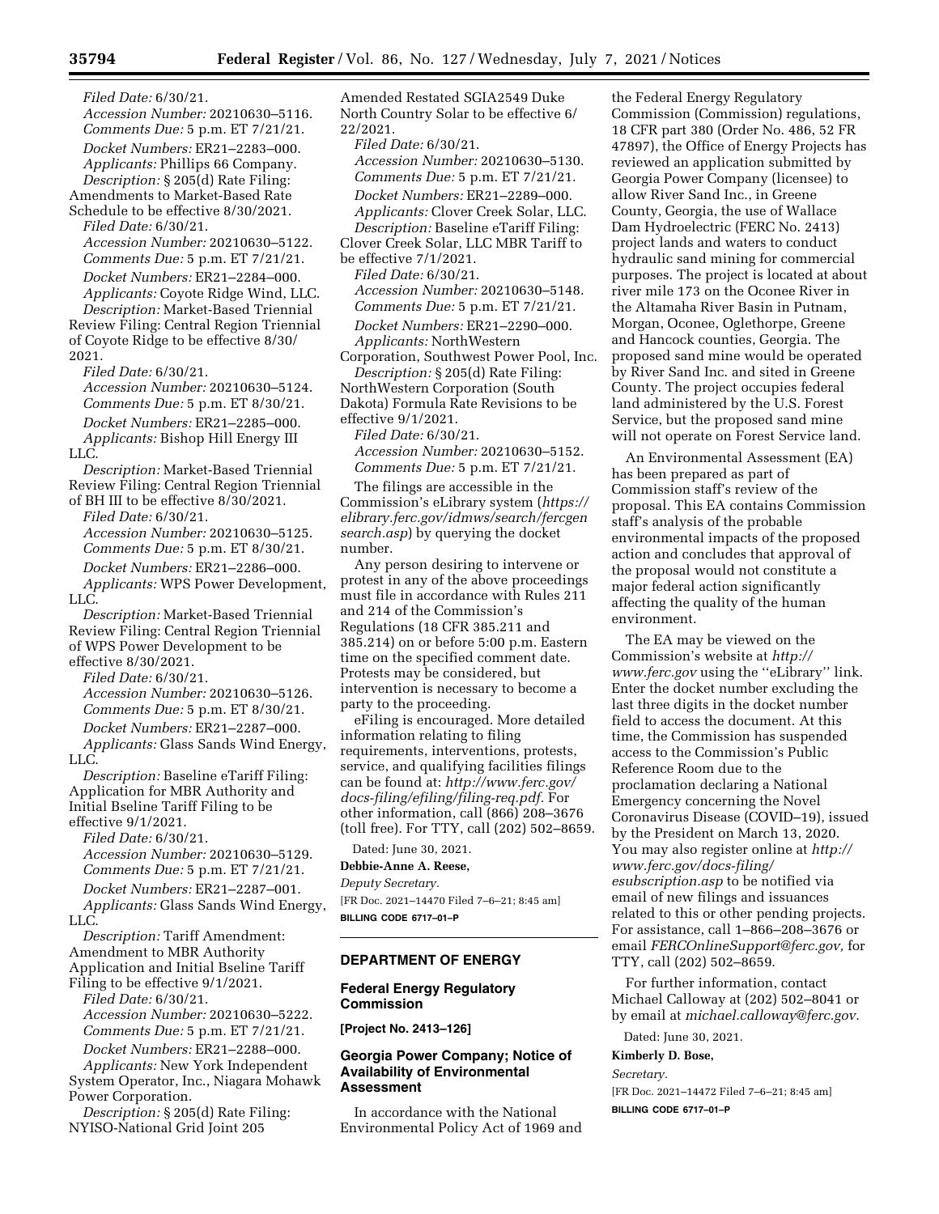*Filed Date:* 6/30/21.

*Accession Number:* 20210630–5116.

*Comments Due:* 5 p.m. ET 7/21/21.

*Docket Numbers:* ER21–2283–000.

*Applicants:* Phillips 66 Company.

*Description:* § 205(d) Rate Filing: Amendments to Market-Based Rate Schedule to be effective 8/30/2021.

*Filed Date:* 6/30/21.

*Accession Number:* 20210630–5122.

*Comments Due:* 5 p.m. ET 7/21/21.

*Docket Numbers:* ER21–2284–000.

*Applicants:* Coyote Ridge Wind, LLC.

*Description:* Market-Based Triennial Review Filing: Central Region Triennial of Coyote Ridge to be effective 8/30/2021.

*Filed Date:* 6/30/21.

*Accession Number:* 20210630–5124.

*Comments Due:* 5 p.m. ET 8/30/21.

*Docket Numbers:* ER21–2285–000.

*Applicants:* Bishop Hill Energy III LLC.

*Description:* Market-Based Triennial Review Filing: Central Region Triennial of BH III to be effective 8/30/2021.

*Filed Date:* 6/30/21.

*Accession Number:* 20210630–5125.

*Comments Due:* 5 p.m. ET 8/30/21.

*Docket Numbers:* ER21–2286–000.

*Applicants:* WPS Power Development, LLC.

*Description:* Market-Based Triennial Review Filing: Central Region Triennial of WPS Power Development to be effective 8/30/2021.

*Filed Date:* 6/30/21.

*Accession Number:* 20210630–5126.

*Comments Due:* 5 p.m. ET 8/30/21.

*Docket Numbers:* ER21–2287–000.

*Applicants:* Glass Sands Wind Energy, LLC.

*Description:* Baseline eTariff Filing: Application for MBR Authority and Initial Bseline Tariff Filing to be effective 9/1/2021.

*Filed Date:* 6/30/21.

*Accession Number:* 20210630–5129.

*Comments Due:* 5 p.m. ET 7/21/21.

*Docket Numbers:* ER21–2287–001.

*Applicants:* Glass Sands Wind Energy, LLC.

*Description:* Tariff Amendment: Amendment to MBR Authority Application and Initial Bseline Tariff Filing to be effective 9/1/2021.

*Filed Date:* 6/30/21.

*Accession Number:* 20210630–5222.

*Comments Due:* 5 p.m. ET 7/21/21.

*Docket Numbers:* ER21–2288–000.

*Applicants:* New York Independent System Operator, Inc., Niagara Mohawk Power Corporation.

*Description:* § 205(d) Rate Filing: NYISO-National Grid Joint 205 Amended Restated SGIA2549 Duke North Country Solar to be effective 6/22/2021.

*Filed Date:* 6/30/21.

*Accession Number:* 20210630–5130.

*Comments Due:* 5 p.m. ET 7/21/21.

*Docket Numbers:* ER21–2289–000.

*Applicants:* Clover Creek Solar, LLC.

*Description:* Baseline eTariff Filing: Clover Creek Solar, LLC MBR Tariff to be effective 7/1/2021.

*Filed Date:* 6/30/21.

*Accession Number:* 20210630–5148.

*Comments Due:* 5 p.m. ET 7/21/21.

*Docket Numbers:* ER21–2290–000.

*Applicants:* NorthWestern Corporation, Southwest Power Pool, Inc.

*Description:* § 205(d) Rate Filing: NorthWestern Corporation (South Dakota) Formula Rate Revisions to be effective 9/1/2021.

*Filed Date:* 6/30/21.

*Accession Number:* 20210630–5152.

*Comments Due:* 5 p.m. ET 7/21/21.

The filings are accessible in the Commission's eLibrary system (*https://elibrary.ferc.gov/idmws/search/fercgensearch.asp*) by querying the docket number.

Any person desiring to intervene or protest in any of the above proceedings must file in accordance with Rules 211 and 214 of the Commission's Regulations (18 CFR 385.211 and 385.214) on or before 5:00 p.m. Eastern time on the specified comment date. Protests may be considered, but intervention is necessary to become a party to the proceeding.

eFiling is encouraged. More detailed information relating to filing requirements, interventions, protests, service, and qualifying facilities filings can be found at: *http://www.ferc.gov/docs-filing/efiling/filing-req.pdf*. For other information, call (866) 208–3676 (toll free). For TTY, call (202) 502–8659.

Dated: June 30, 2021.

**Debbie-Anne A. Reese,**

*Deputy Secretary.*

[FR Doc. 2021–14470 Filed 7–6–21; 8:45 am]

**BILLING CODE 6717–01–P**

## DEPARTMENT OF ENERGY

### Federal Energy Regulatory Commission

**[Project No. 2413–126]**

### Georgia Power Company; Notice of Availability of Environmental Assessment

In accordance with the National Environmental Policy Act of 1969 and the Federal Energy Regulatory Commission (Commission) regulations, 18 CFR part 380 (Order No. 486, 52 FR 47897), the Office of Energy Projects has reviewed an application submitted by Georgia Power Company (licensee) to allow River Sand Inc., in Greene County, Georgia, the use of Wallace Dam Hydroelectric (FERC No. 2413) project lands and waters to conduct hydraulic sand mining for commercial purposes. The project is located at about river mile 173 on the Oconee River in the Altamaha River Basin in Putnam, Morgan, Oconee, Oglethorpe, Greene and Hancock counties, Georgia. The proposed sand mine would be operated by River Sand Inc. and sited in Greene County. The project occupies federal land administered by the U.S. Forest Service, but the proposed sand mine will not operate on Forest Service land.

An Environmental Assessment (EA) has been prepared as part of Commission staff's review of the proposal. This EA contains Commission staff's analysis of the probable environmental impacts of the proposed action and concludes that approval of the proposal would not constitute a major federal action significantly affecting the quality of the human environment.

The EA may be viewed on the Commission's website at *http://www.ferc.gov* using the ''eLibrary'' link. Enter the docket number excluding the last three digits in the docket number field to access the document. At this time, the Commission has suspended access to the Commission's Public Reference Room due to the proclamation declaring a National Emergency concerning the Novel Coronavirus Disease (COVID–19), issued by the President on March 13, 2020. You may also register online at *http://www.ferc.gov/docs-filing/esubscription.asp* to be notified via email of new filings and issuances related to this or other pending projects. For assistance, call 1–866–208–3676 or email *FERCOnlineSupport@ferc.gov,* for TTY, call (202) 502–8659.

For further information, contact Michael Calloway at (202) 502–8041 or by email at *michael.calloway@ferc.gov.*

Dated: June 30, 2021.

**Kimberly D. Bose,**

*Secretary.*

[FR Doc. 2021–14472 Filed 7–6–21; 8:45 am]

**BILLING CODE 6717–01–P**